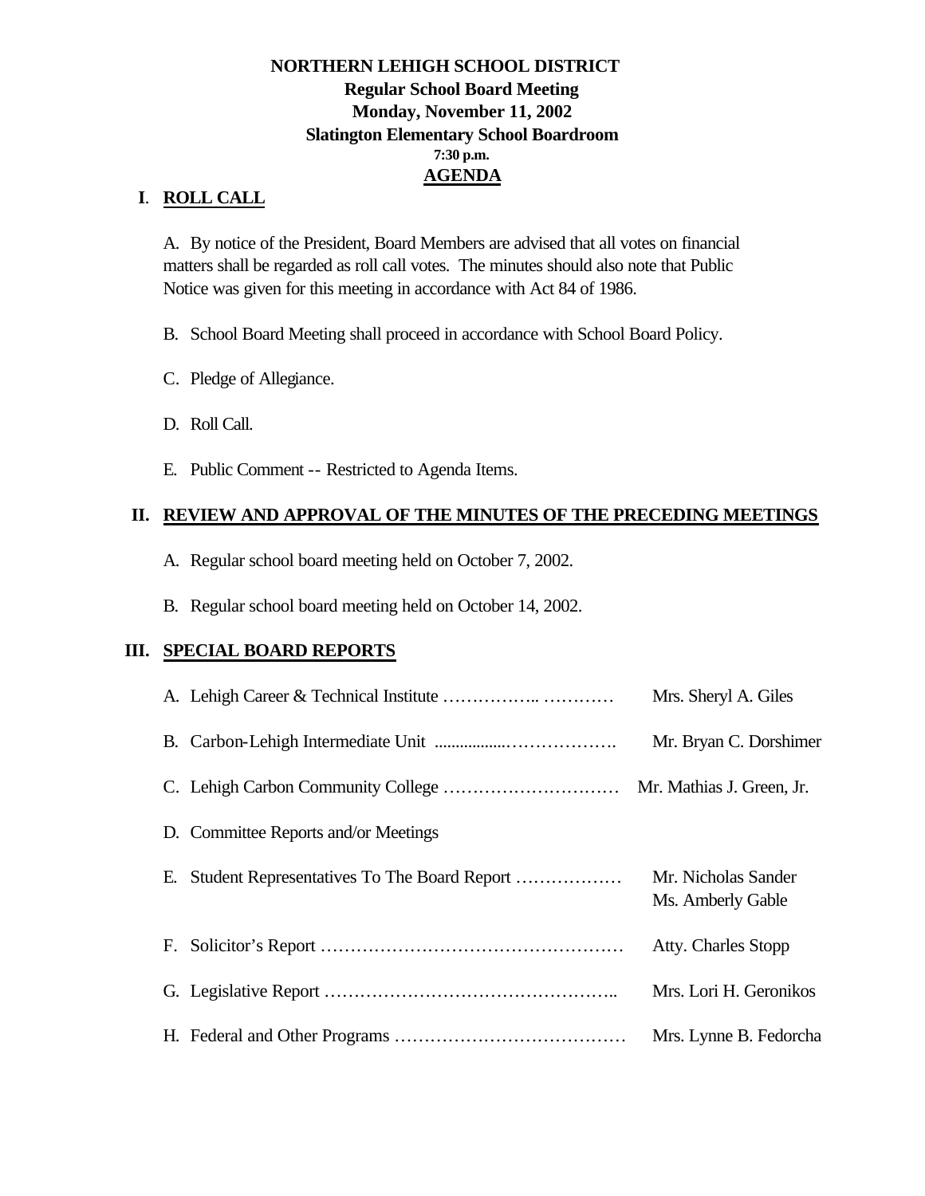**NORTHERN LEHIGH SCHOOL DISTRICT**
**Regular School Board Meeting**
**Monday, November 11, 2002**
**Slatington Elementary School Boardroom**
**7:30 p.m.**
**AGENDA**

## I. ROLL CALL

A. By notice of the President, Board Members are advised that all votes on financial matters shall be regarded as roll call votes. The minutes should also note that Public Notice was given for this meeting in accordance with Act 84 of 1986.

B. School Board Meeting shall proceed in accordance with School Board Policy.

C. Pledge of Allegiance.

D. Roll Call.

E. Public Comment -- Restricted to Agenda Items.

## II. REVIEW AND APPROVAL OF THE MINUTES OF THE PRECEDING MEETINGS

A. Regular school board meeting held on October 7, 2002.

B. Regular school board meeting held on October 14, 2002.

## III. SPECIAL BOARD REPORTS

A. Lehigh Career & Technical Institute …………….. ………… Mrs. Sheryl A. Giles

B. Carbon-Lehigh Intermediate Unit .................………………. Mr. Bryan C. Dorshimer

C. Lehigh Carbon Community College ………………………… Mr. Mathias J. Green, Jr.

D. Committee Reports and/or Meetings

E. Student Representatives To The Board Report ……………… Mr. Nicholas Sander, Ms. Amberly Gable

F. Solicitor's Report …………………………………………… Atty. Charles Stopp

G. Legislative Report ………………………………………….. Mrs. Lori H. Geronikos

H. Federal and Other Programs ………………………………… Mrs. Lynne B. Fedorcha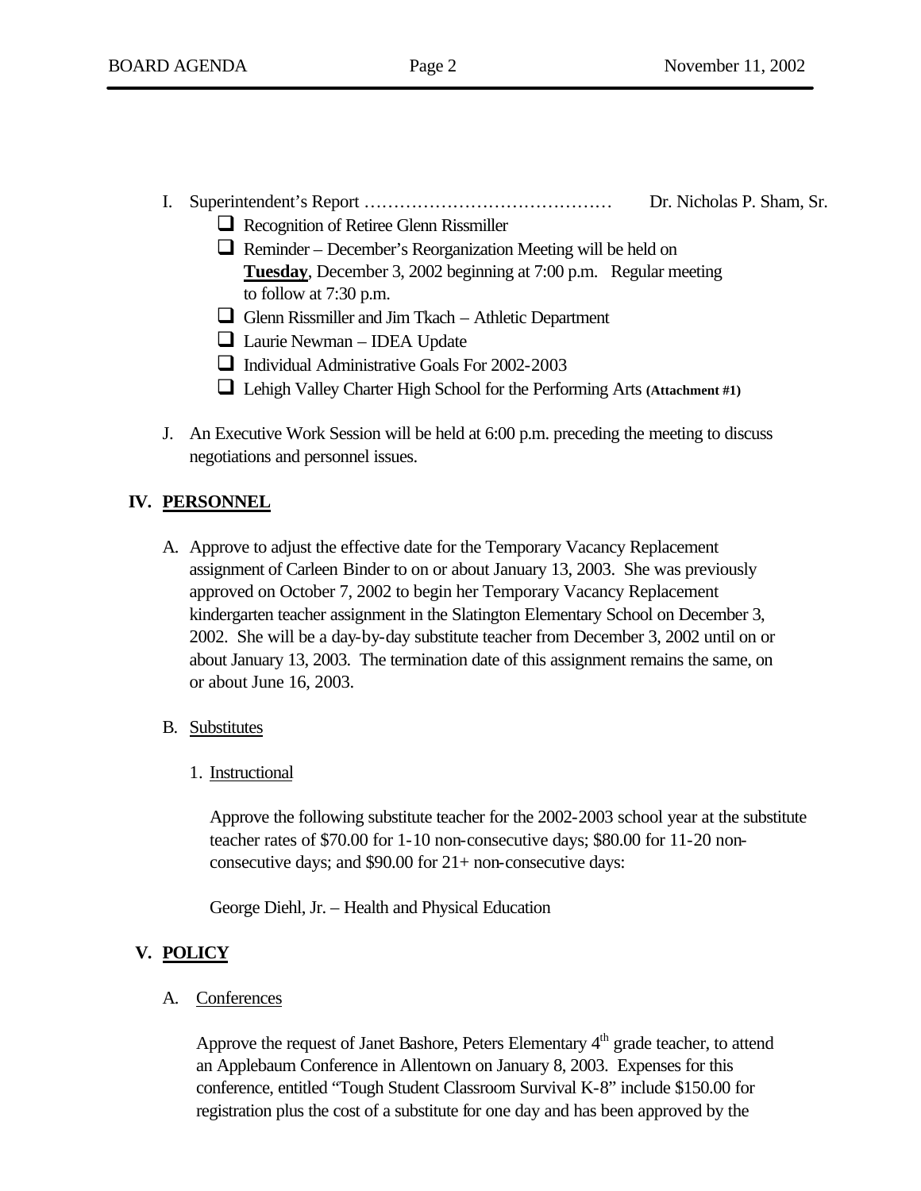I. Superintendent's Report …………………………………… Dr. Nicholas P. Sham, Sr.

- Recognition of Retiree Glenn Rissmiller
- Reminder – December's Reorganization Meeting will be held on **Tuesday**, December 3, 2002 beginning at 7:00 p.m. Regular meeting to follow at 7:30 p.m.
- Glenn Rissmiller and Jim Tkach – Athletic Department
- Laurie Newman – IDEA Update
- Individual Administrative Goals For 2002-2003
- Lehigh Valley Charter High School for the Performing Arts **(Attachment #1)**

J. An Executive Work Session will be held at 6:00 p.m. preceding the meeting to discuss negotiations and personnel issues.

## IV. PERSONNEL

A. Approve to adjust the effective date for the Temporary Vacancy Replacement assignment of Carleen Binder to on or about January 13, 2003. She was previously approved on October 7, 2002 to begin her Temporary Vacancy Replacement kindergarten teacher assignment in the Slatington Elementary School on December 3, 2002. She will be a day-by-day substitute teacher from December 3, 2002 until on or about January 13, 2003. The termination date of this assignment remains the same, on or about June 16, 2003.

B. Substitutes

1. Instructional

Approve the following substitute teacher for the 2002-2003 school year at the substitute teacher rates of $70.00 for 1-10 non-consecutive days; $80.00 for 11-20 non-consecutive days; and $90.00 for 21+ non-consecutive days:

George Diehl, Jr. – Health and Physical Education

## V. POLICY

A. Conferences

Approve the request of Janet Bashore, Peters Elementary 4th grade teacher, to attend an Applebaum Conference in Allentown on January 8, 2003. Expenses for this conference, entitled "Tough Student Classroom Survival K-8" include $150.00 for registration plus the cost of a substitute for one day and has been approved by the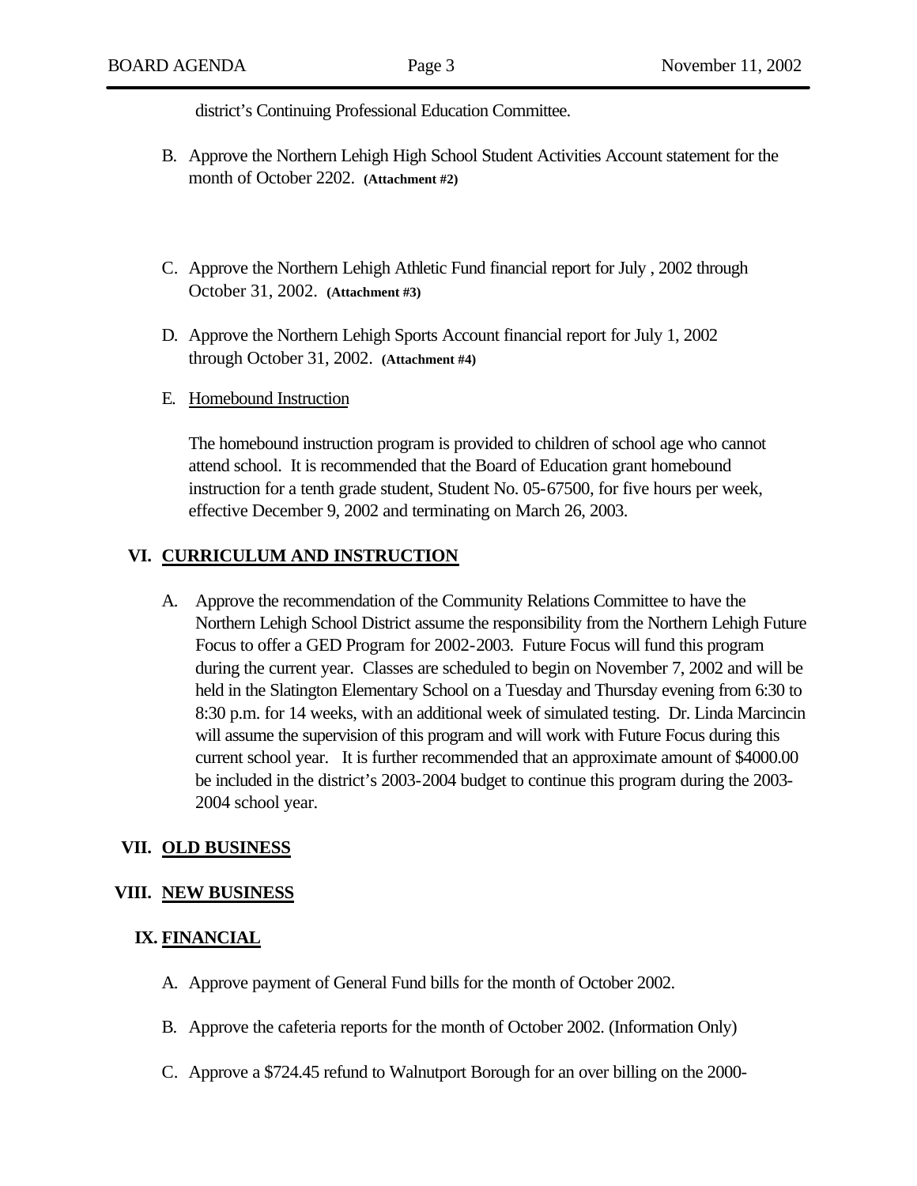district's Continuing Professional Education Committee.

B. Approve the Northern Lehigh High School Student Activities Account statement for the month of October 2202. **(Attachment #2)**

C. Approve the Northern Lehigh Athletic Fund financial report for July , 2002 through October 31, 2002. **(Attachment #3)**

D. Approve the Northern Lehigh Sports Account financial report for July 1, 2002 through October 31, 2002. **(Attachment #4)**

E. Homebound Instruction

The homebound instruction program is provided to children of school age who cannot attend school. It is recommended that the Board of Education grant homebound instruction for a tenth grade student, Student No. 05-67500, for five hours per week, effective December 9, 2002 and terminating on March 26, 2003.

## VI. CURRICULUM AND INSTRUCTION

A. Approve the recommendation of the Community Relations Committee to have the Northern Lehigh School District assume the responsibility from the Northern Lehigh Future Focus to offer a GED Program for 2002-2003. Future Focus will fund this program during the current year. Classes are scheduled to begin on November 7, 2002 and will be held in the Slatington Elementary School on a Tuesday and Thursday evening from 6:30 to 8:30 p.m. for 14 weeks, with an additional week of simulated testing. Dr. Linda Marcincin will assume the supervision of this program and will work with Future Focus during this current school year. It is further recommended that an approximate amount of $4000.00 be included in the district's 2003-2004 budget to continue this program during the 2003-2004 school year.

## VII. OLD BUSINESS

## VIII. NEW BUSINESS

## IX. FINANCIAL

A. Approve payment of General Fund bills for the month of October 2002.

B. Approve the cafeteria reports for the month of October 2002. (Information Only)

C. Approve a $724.45 refund to Walnutport Borough for an over billing on the 2000-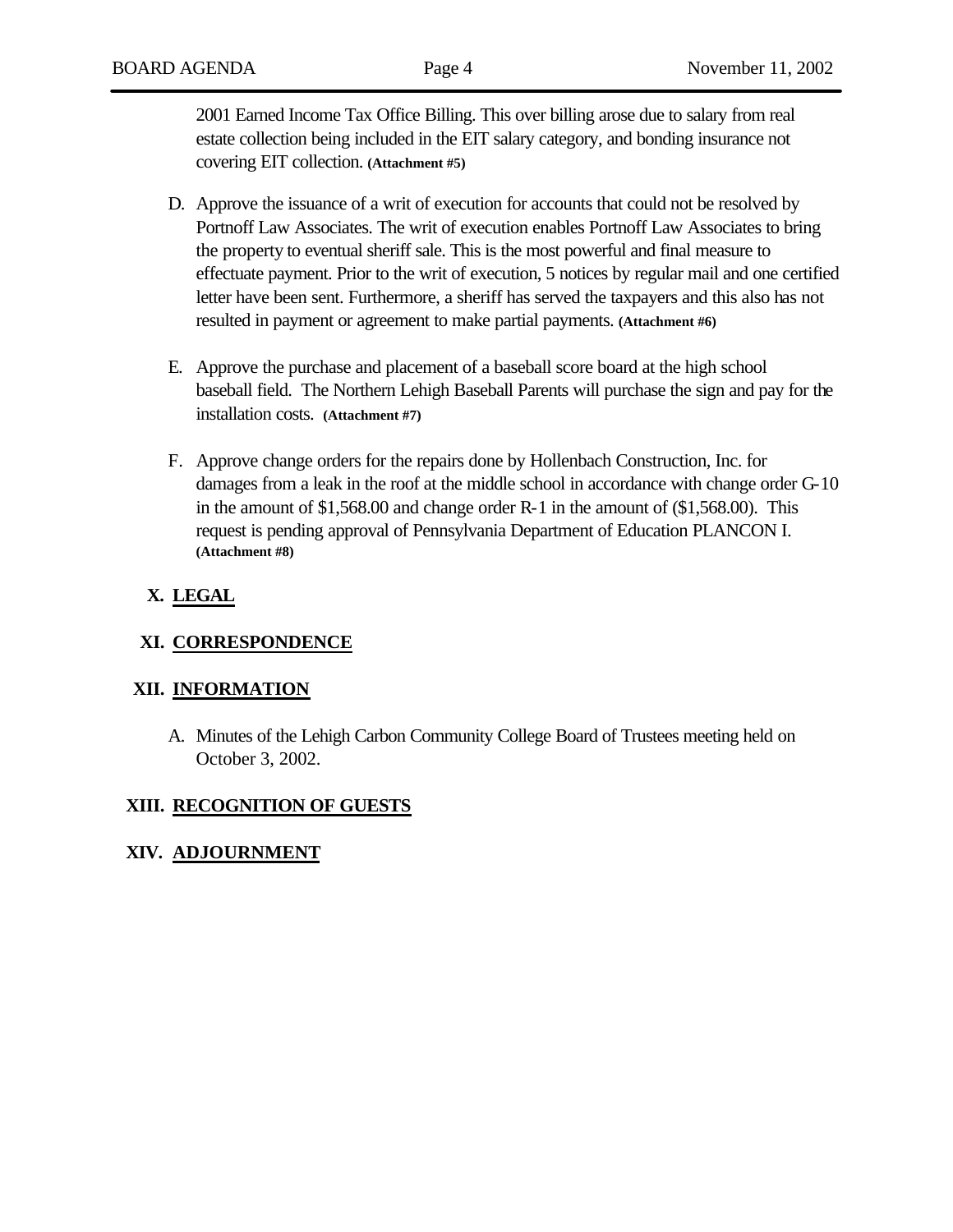2001 Earned Income Tax Office Billing. This over billing arose due to salary from real estate collection being included in the EIT salary category, and bonding insurance not covering EIT collection. **(Attachment #5)**

D. Approve the issuance of a writ of execution for accounts that could not be resolved by Portnoff Law Associates. The writ of execution enables Portnoff Law Associates to bring the property to eventual sheriff sale. This is the most powerful and final measure to effectuate payment. Prior to the writ of execution, 5 notices by regular mail and one certified letter have been sent. Furthermore, a sheriff has served the taxpayers and this also has not resulted in payment or agreement to make partial payments. **(Attachment #6)**

E. Approve the purchase and placement of a baseball score board at the high school baseball field. The Northern Lehigh Baseball Parents will purchase the sign and pay for the installation costs. **(Attachment #7)**

F. Approve change orders for the repairs done by Hollenbach Construction, Inc. for damages from a leak in the roof at the middle school in accordance with change order G-10 in the amount of $1,568.00 and change order R-1 in the amount of ($1,568.00). This request is pending approval of Pennsylvania Department of Education PLANCON I. **(Attachment #8)**

## X. LEGAL

## XI. CORRESPONDENCE

## XII. INFORMATION

A. Minutes of the Lehigh Carbon Community College Board of Trustees meeting held on October 3, 2002.

## XIII. RECOGNITION OF GUESTS

## XIV. ADJOURNMENT